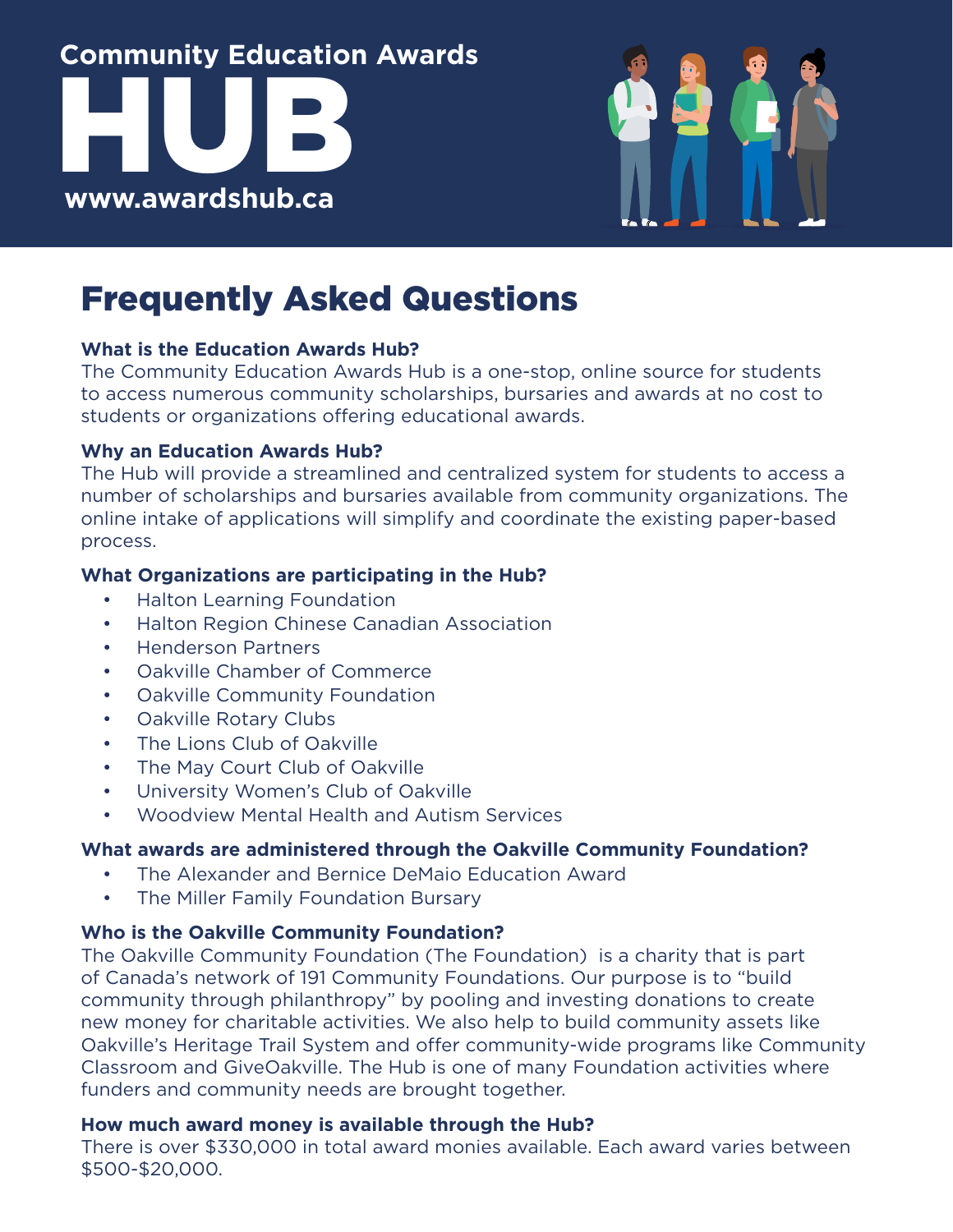Community Education Awards

# HUB

www.awardshub.ca

# Frequently Asked Questions

**What is the Education Awards Hub?**

The Community Education Awards Hub is a one-stop, online source for students to access numerous community scholarships, bursaries and awards at no cost to students or organizations offering educational awards.

**Why an Education Awards Hub?**

The Hub will provide a streamlined and centralized system for students to access a number of scholarships and bursaries available from community organizations. The online intake of applications will simplify and coordinate the existing paper-based process.

**What Organizations are participating in the Hub?**

- Halton Learning Foundation
- Halton Region Chinese Canadian Association
- Henderson Partners
- Oakville Chamber of Commerce
- Oakville Community Foundation
- Oakville Rotary Clubs
- The Lions Club of Oakville
- The May Court Club of Oakville
- University Women's Club of Oakville
- Woodview Mental Health and Autism Services

**What awards are administered through the Oakville Community Foundation?**

- The Alexander and Bernice DeMaio Education Award
- The Miller Family Foundation Bursary

**Who is the Oakville Community Foundation?**

The Oakville Community Foundation (The Foundation) is a charity that is part of Canada's network of 191 Community Foundations. Our purpose is to "build community through philanthropy" by pooling and investing donations to create new money for charitable activities. We also help to build community assets like Oakville's Heritage Trail System and offer community-wide programs like Community Classroom and GiveOakville. The Hub is one of many Foundation activities where funders and community needs are brought together.

**How much award money is available through the Hub?**

There is over $330,000 in total award monies available. Each award varies between $500-$20,000.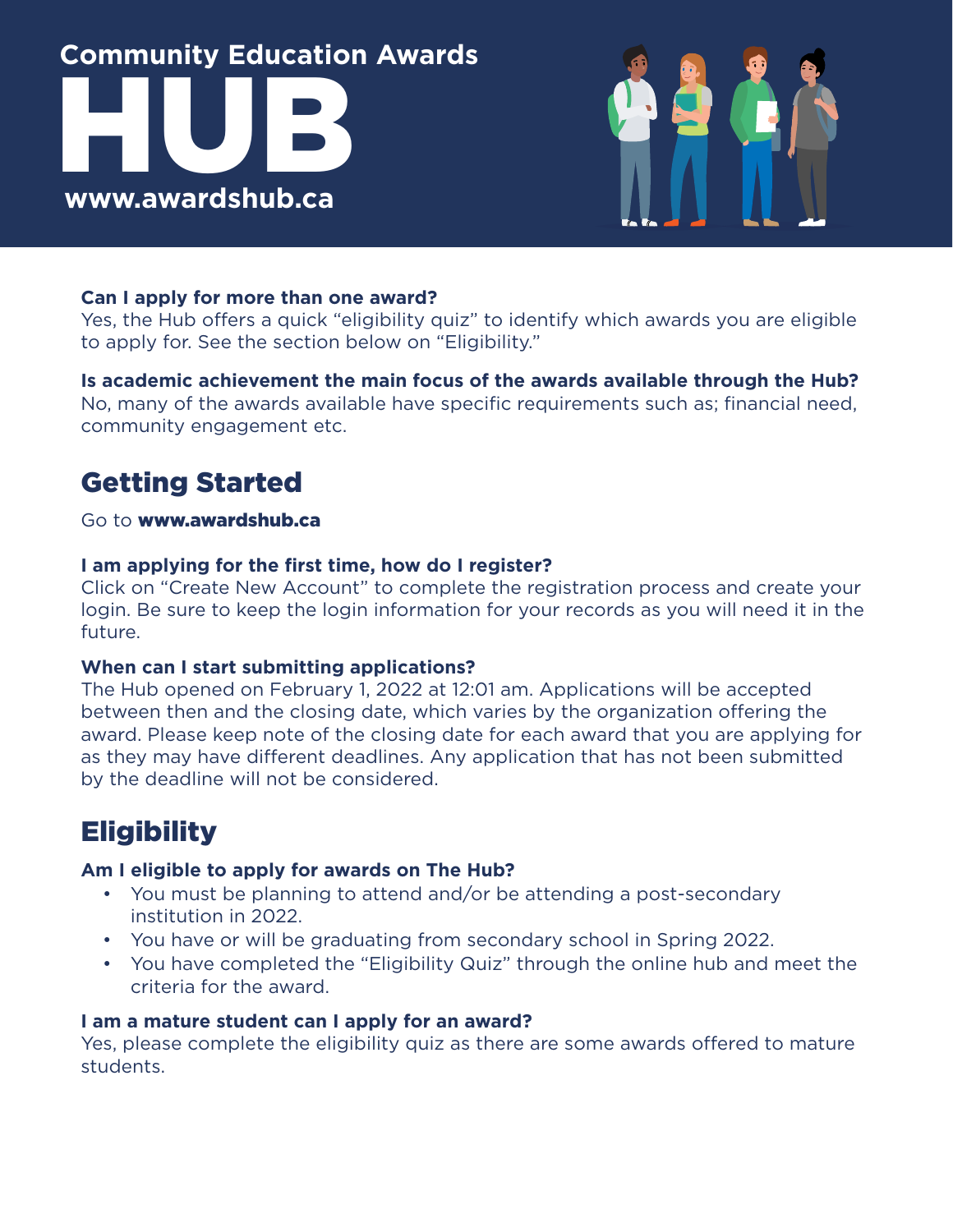Community Education Awards

# HUB

www.awardshub.ca

**Can I apply for more than one award?**
Yes, the Hub offers a quick "eligibility quiz" to identify which awards you are eligible to apply for. See the section below on "Eligibility."

**Is academic achievement the main focus of the awards available through the Hub?**
No, many of the awards available have specific requirements such as; financial need, community engagement etc.

## Getting Started

Go to **www.awardshub.ca**

**I am applying for the first time, how do I register?**
Click on "Create New Account" to complete the registration process and create your login. Be sure to keep the login information for your records as you will need it in the future.

**When can I start submitting applications?**
The Hub opened on February 1, 2022 at 12:01 am. Applications will be accepted between then and the closing date, which varies by the organization offering the award. Please keep note of the closing date for each award that you are applying for as they may have different deadlines. Any application that has not been submitted by the deadline will not be considered.

## Eligibility

**Am I eligible to apply for awards on The Hub?**

- You must be planning to attend and/or be attending a post-secondary institution in 2022.
- You have or will be graduating from secondary school in Spring 2022.
- You have completed the "Eligibility Quiz" through the online hub and meet the criteria for the award.

**I am a mature student can I apply for an award?**
Yes, please complete the eligibility quiz as there are some awards offered to mature students.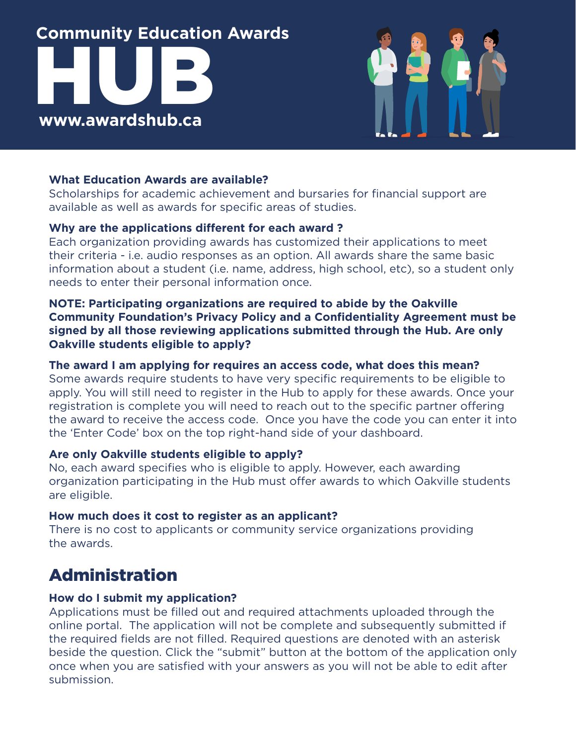# Community Education Awards HUB

**www.awardshub.ca**

**What Education Awards are available?**
Scholarships for academic achievement and bursaries for financial support are available as well as awards for specific areas of studies.

**Why are the applications different for each award ?**
Each organization providing awards has customized their applications to meet their criteria - i.e. audio responses as an option. All awards share the same basic information about a student (i.e. name, address, high school, etc), so a student only needs to enter their personal information once.

**NOTE: Participating organizations are required to abide by the Oakville Community Foundation's Privacy Policy and a Confidentiality Agreement must be signed by all those reviewing applications submitted through the Hub. Are only Oakville students eligible to apply?**

**The award I am applying for requires an access code, what does this mean?**
Some awards require students to have very specific requirements to be eligible to apply. You will still need to register in the Hub to apply for these awards. Once your registration is complete you will need to reach out to the specific partner offering the award to receive the access code. Once you have the code you can enter it into the 'Enter Code' box on the top right-hand side of your dashboard.

**Are only Oakville students eligible to apply?**
No, each award specifies who is eligible to apply. However, each awarding organization participating in the Hub must offer awards to which Oakville students are eligible.

**How much does it cost to register as an applicant?**
There is no cost to applicants or community service organizations providing the awards.

## Administration

**How do I submit my application?**
Applications must be filled out and required attachments uploaded through the online portal. The application will not be complete and subsequently submitted if the required fields are not filled. Required questions are denoted with an asterisk beside the question. Click the "submit" button at the bottom of the application only once when you are satisfied with your answers as you will not be able to edit after submission.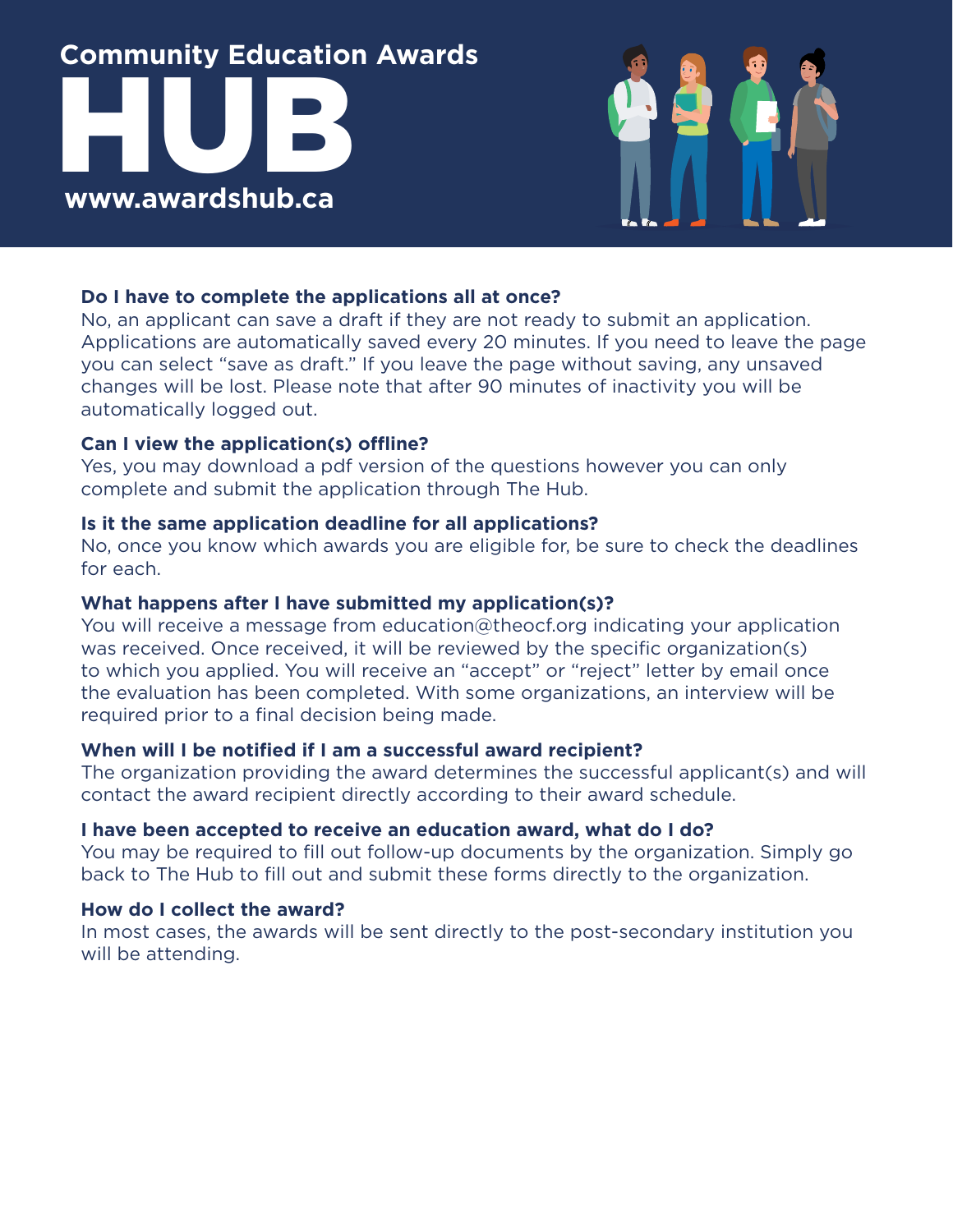Community Education Awards

# HUB

**www.awardshub.ca**

### Do I have to complete the applications all at once?

No, an applicant can save a draft if they are not ready to submit an application. Applications are automatically saved every 20 minutes. If you need to leave the page you can select "save as draft." If you leave the page without saving, any unsaved changes will be lost. Please note that after 90 minutes of inactivity you will be automatically logged out.

### Can I view the application(s) offline?

Yes, you may download a pdf version of the questions however you can only complete and submit the application through The Hub.

### Is it the same application deadline for all applications?

No, once you know which awards you are eligible for, be sure to check the deadlines for each.

### What happens after I have submitted my application(s)?

You will receive a message from education@theocf.org indicating your application was received. Once received, it will be reviewed by the specific organization(s) to which you applied. You will receive an "accept" or "reject" letter by email once the evaluation has been completed. With some organizations, an interview will be required prior to a final decision being made.

### When will I be notified if I am a successful award recipient?

The organization providing the award determines the successful applicant(s) and will contact the award recipient directly according to their award schedule.

### I have been accepted to receive an education award, what do I do?

You may be required to fill out follow-up documents by the organization. Simply go back to The Hub to fill out and submit these forms directly to the organization.

### How do I collect the award?

In most cases, the awards will be sent directly to the post-secondary institution you will be attending.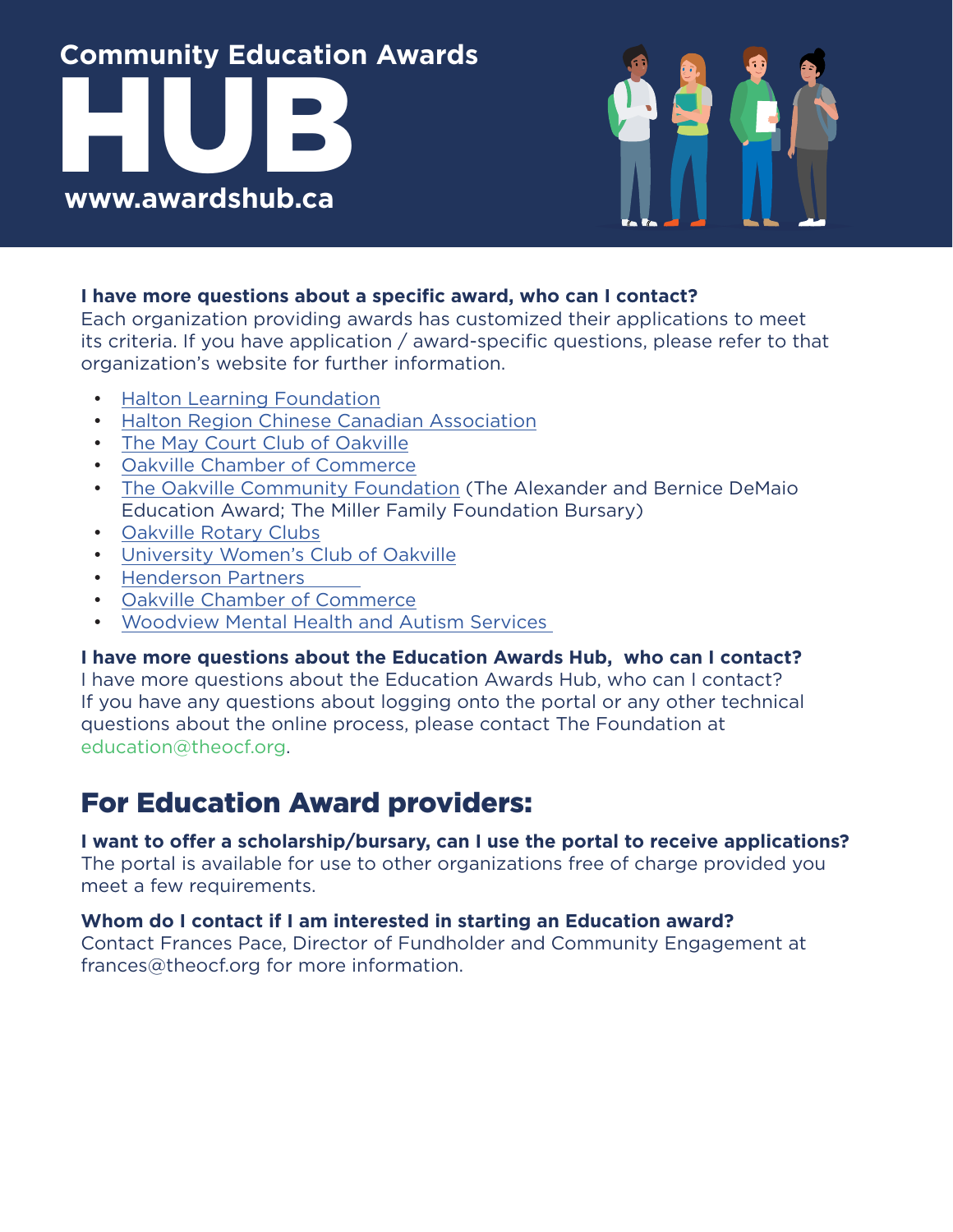Community Education Awards

# HUB

**www.awardshub.ca**

**I have more questions about a specific award, who can I contact?**
Each organization providing awards has customized their applications to meet its criteria. If you have application / award-specific questions, please refer to that organization's website for further information.

- Halton Learning Foundation
- Halton Region Chinese Canadian Association
- The May Court Club of Oakville
- Oakville Chamber of Commerce
- The Oakville Community Foundation (The Alexander and Bernice DeMaio Education Award; The Miller Family Foundation Bursary)
- Oakville Rotary Clubs
- University Women's Club of Oakville
- Henderson Partners
- Oakville Chamber of Commerce
- Woodview Mental Health and Autism Services

**I have more questions about the Education Awards Hub, who can I contact?**
I have more questions about the Education Awards Hub, who can I contact?
If you have any questions about logging onto the portal or any other technical questions about the online process, please contact The Foundation at education@theocf.org.

## For Education Award providers:

**I want to offer a scholarship/bursary, can I use the portal to receive applications?**
The portal is available for use to other organizations free of charge provided you meet a few requirements.

**Whom do I contact if I am interested in starting an Education award?**
Contact Frances Pace, Director of Fundholder and Community Engagement at frances@theocf.org for more information.